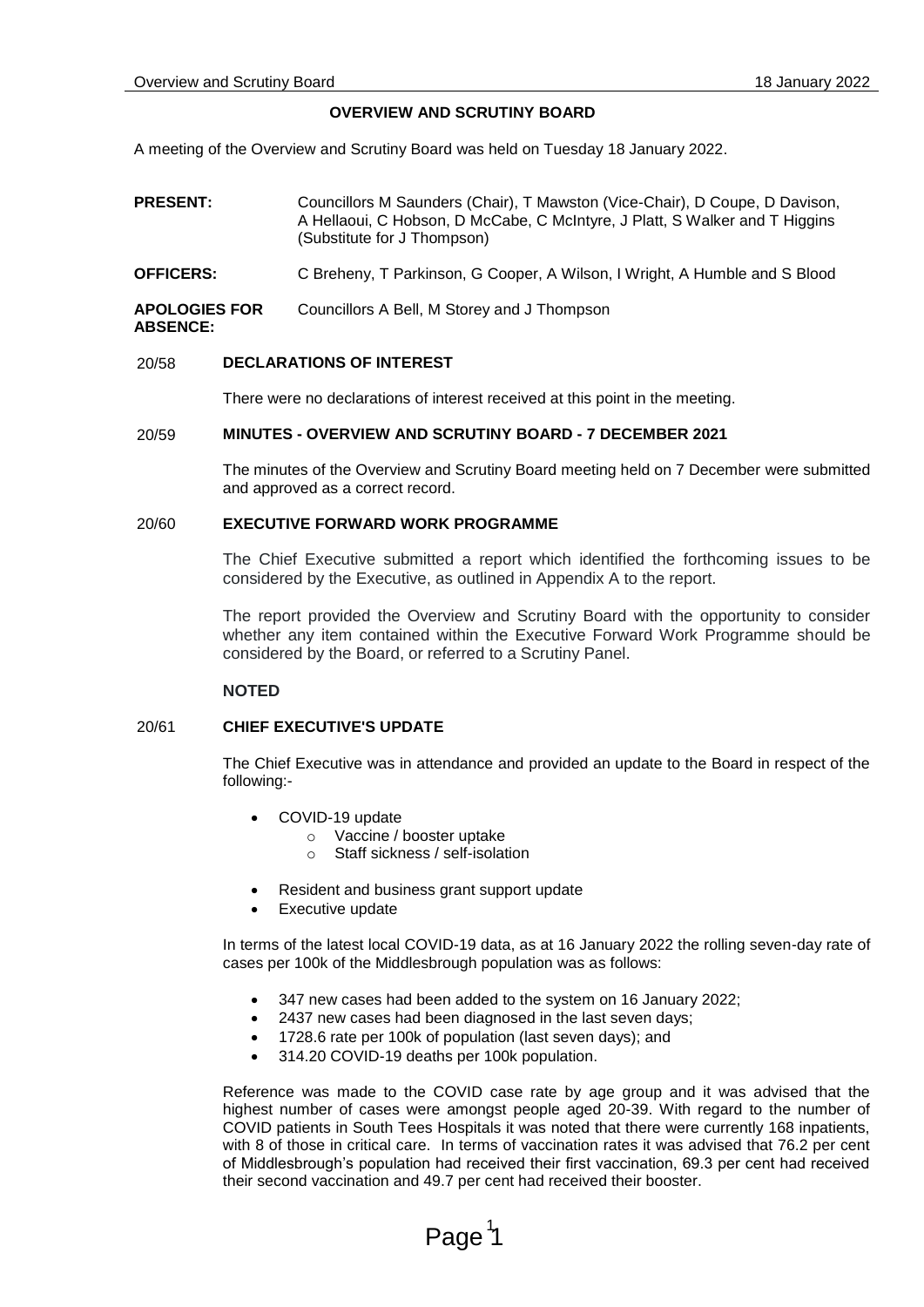# OVERVIEW AND SCRUTINY BOARD

A meeting of the Overview and Scrutiny Board was held on Tuesday 18 January 2022.

**PRESENT:** Councillors M Saunders (Chair), T Mawston (Vice-Chair), D Coupe, D Davison, A Hellaoui, C Hobson, D McCabe, C McIntyre, J Platt, S Walker and T Higgins (Substitute for J Thompson)

**OFFICERS:** C Breheny, T Parkinson, G Cooper, A Wilson, I Wright, A Humble and S Blood

**APOLOGIES FOR ABSENCE:** Councillors A Bell, M Storey and J Thompson

## 20/58 DECLARATIONS OF INTEREST

There were no declarations of interest received at this point in the meeting.

## 20/59 MINUTES - OVERVIEW AND SCRUTINY BOARD - 7 DECEMBER 2021

The minutes of the Overview and Scrutiny Board meeting held on 7 December were submitted and approved as a correct record.

## 20/60 EXECUTIVE FORWARD WORK PROGRAMME

The Chief Executive submitted a report which identified the forthcoming issues to be considered by the Executive, as outlined in Appendix A to the report.

The report provided the Overview and Scrutiny Board with the opportunity to consider whether any item contained within the Executive Forward Work Programme should be considered by the Board, or referred to a Scrutiny Panel.

**NOTED**

## 20/61 CHIEF EXECUTIVE'S UPDATE

The Chief Executive was in attendance and provided an update to the Board in respect of the following:-

- COVID-19 update
  - Vaccine / booster uptake
  - Staff sickness / self-isolation
- Resident and business grant support update
- Executive update

In terms of the latest local COVID-19 data, as at 16 January 2022 the rolling seven-day rate of cases per 100k of the Middlesbrough population was as follows:

- 347 new cases had been added to the system on 16 January 2022;
- 2437 new cases had been diagnosed in the last seven days;
- 1728.6 rate per 100k of population (last seven days); and
- 314.20 COVID-19 deaths per 100k population.

Reference was made to the COVID case rate by age group and it was advised that the highest number of cases were amongst people aged 20-39. With regard to the number of COVID patients in South Tees Hospitals it was noted that there were currently 168 inpatients, with 8 of those in critical care. In terms of vaccination rates it was advised that 76.2 per cent of Middlesbrough's population had received their first vaccination, 69.3 per cent had received their second vaccination and 49.7 per cent had received their booster.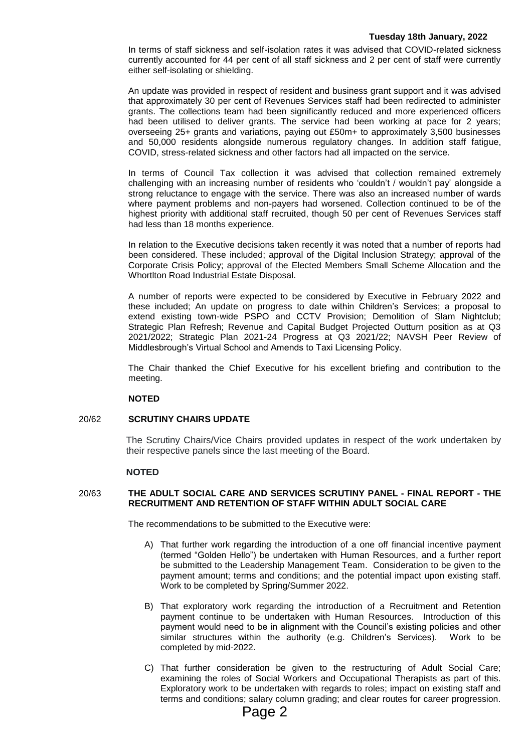In terms of staff sickness and self-isolation rates it was advised that COVID-related sickness currently accounted for 44 per cent of all staff sickness and 2 per cent of staff were currently either self-isolating or shielding.

An update was provided in respect of resident and business grant support and it was advised that approximately 30 per cent of Revenues Services staff had been redirected to administer grants. The collections team had been significantly reduced and more experienced officers had been utilised to deliver grants. The service had been working at pace for 2 years; overseeing 25+ grants and variations, paying out £50m+ to approximately 3,500 businesses and 50,000 residents alongside numerous regulatory changes. In addition staff fatigue, COVID, stress-related sickness and other factors had all impacted on the service.

In terms of Council Tax collection it was advised that collection remained extremely challenging with an increasing number of residents who 'couldn't / wouldn't pay' alongside a strong reluctance to engage with the service. There was also an increased number of wards where payment problems and non-payers had worsened. Collection continued to be of the highest priority with additional staff recruited, though 50 per cent of Revenues Services staff had less than 18 months experience.

In relation to the Executive decisions taken recently it was noted that a number of reports had been considered. These included; approval of the Digital Inclusion Strategy; approval of the Corporate Crisis Policy; approval of the Elected Members Small Scheme Allocation and the Whortlton Road Industrial Estate Disposal.

A number of reports were expected to be considered by Executive in February 2022 and these included; An update on progress to date within Children's Services; a proposal to extend existing town-wide PSPO and CCTV Provision; Demolition of Slam Nightclub; Strategic Plan Refresh; Revenue and Capital Budget Projected Outturn position as at Q3 2021/2022; Strategic Plan 2021-24 Progress at Q3 2021/22; NAVSH Peer Review of Middlesbrough's Virtual School and Amends to Taxi Licensing Policy.

The Chair thanked the Chief Executive for his excellent briefing and contribution to the meeting.

**NOTED**

## 20/62 SCRUTINY CHAIRS UPDATE

The Scrutiny Chairs/Vice Chairs provided updates in respect of the work undertaken by their respective panels since the last meeting of the Board.

**NOTED**

## 20/63 THE ADULT SOCIAL CARE AND SERVICES SCRUTINY PANEL - FINAL REPORT - THE RECRUITMENT AND RETENTION OF STAFF WITHIN ADULT SOCIAL CARE

The recommendations to be submitted to the Executive were:

A) That further work regarding the introduction of a one off financial incentive payment (termed "Golden Hello") be undertaken with Human Resources, and a further report be submitted to the Leadership Management Team. Consideration to be given to the payment amount; terms and conditions; and the potential impact upon existing staff. Work to be completed by Spring/Summer 2022.

B) That exploratory work regarding the introduction of a Recruitment and Retention payment continue to be undertaken with Human Resources. Introduction of this payment would need to be in alignment with the Council's existing policies and other similar structures within the authority (e.g. Children's Services). Work to be completed by mid-2022.

C) That further consideration be given to the restructuring of Adult Social Care; examining the roles of Social Workers and Occupational Therapists as part of this. Exploratory work to be undertaken with regards to roles; impact on existing staff and terms and conditions; salary column grading; and clear routes for career progression.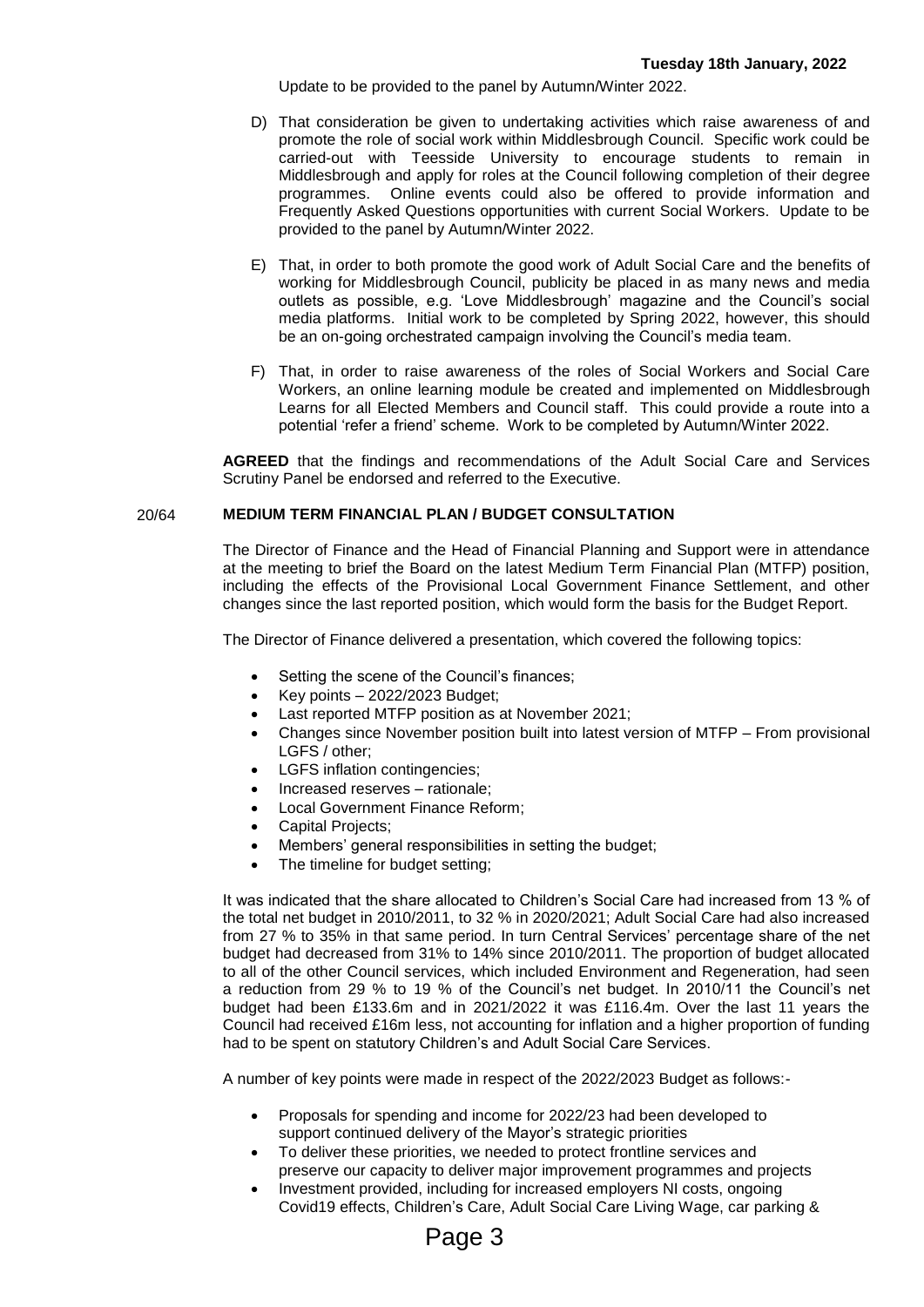Update to be provided to the panel by Autumn/Winter 2022.

D) That consideration be given to undertaking activities which raise awareness of and promote the role of social work within Middlesbrough Council. Specific work could be carried-out with Teesside University to encourage students to remain in Middlesbrough and apply for roles at the Council following completion of their degree programmes. Online events could also be offered to provide information and Frequently Asked Questions opportunities with current Social Workers. Update to be provided to the panel by Autumn/Winter 2022.

E) That, in order to both promote the good work of Adult Social Care and the benefits of working for Middlesbrough Council, publicity be placed in as many news and media outlets as possible, e.g. 'Love Middlesbrough' magazine and the Council's social media platforms. Initial work to be completed by Spring 2022, however, this should be an on-going orchestrated campaign involving the Council's media team.

F) That, in order to raise awareness of the roles of Social Workers and Social Care Workers, an online learning module be created and implemented on Middlesbrough Learns for all Elected Members and Council staff. This could provide a route into a potential 'refer a friend' scheme. Work to be completed by Autumn/Winter 2022.

**AGREED** that the findings and recommendations of the Adult Social Care and Services Scrutiny Panel be endorsed and referred to the Executive.

## 20/64 MEDIUM TERM FINANCIAL PLAN / BUDGET CONSULTATION

The Director of Finance and the Head of Financial Planning and Support were in attendance at the meeting to brief the Board on the latest Medium Term Financial Plan (MTFP) position, including the effects of the Provisional Local Government Finance Settlement, and other changes since the last reported position, which would form the basis for the Budget Report.

The Director of Finance delivered a presentation, which covered the following topics:

- Setting the scene of the Council's finances;
- Key points – 2022/2023 Budget;
- Last reported MTFP position as at November 2021;
- Changes since November position built into latest version of MTFP – From provisional LGFS / other;
- LGFS inflation contingencies;
- Increased reserves – rationale;
- Local Government Finance Reform;
- Capital Projects;
- Members' general responsibilities in setting the budget;
- The timeline for budget setting;

It was indicated that the share allocated to Children's Social Care had increased from 13 % of the total net budget in 2010/2011, to 32 % in 2020/2021; Adult Social Care had also increased from 27 % to 35% in that same period. In turn Central Services' percentage share of the net budget had decreased from 31% to 14% since 2010/2011. The proportion of budget allocated to all of the other Council services, which included Environment and Regeneration, had seen a reduction from 29 % to 19 % of the Council's net budget. In 2010/11 the Council's net budget had been £133.6m and in 2021/2022 it was £116.4m. Over the last 11 years the Council had received £16m less, not accounting for inflation and a higher proportion of funding had to be spent on statutory Children's and Adult Social Care Services.

A number of key points were made in respect of the 2022/2023 Budget as follows:-

- Proposals for spending and income for 2022/23 had been developed to support continued delivery of the Mayor's strategic priorities
- To deliver these priorities, we needed to protect frontline services and preserve our capacity to deliver major improvement programmes and projects
- Investment provided, including for increased employers NI costs, ongoing Covid19 effects, Children's Care, Adult Social Care Living Wage, car parking &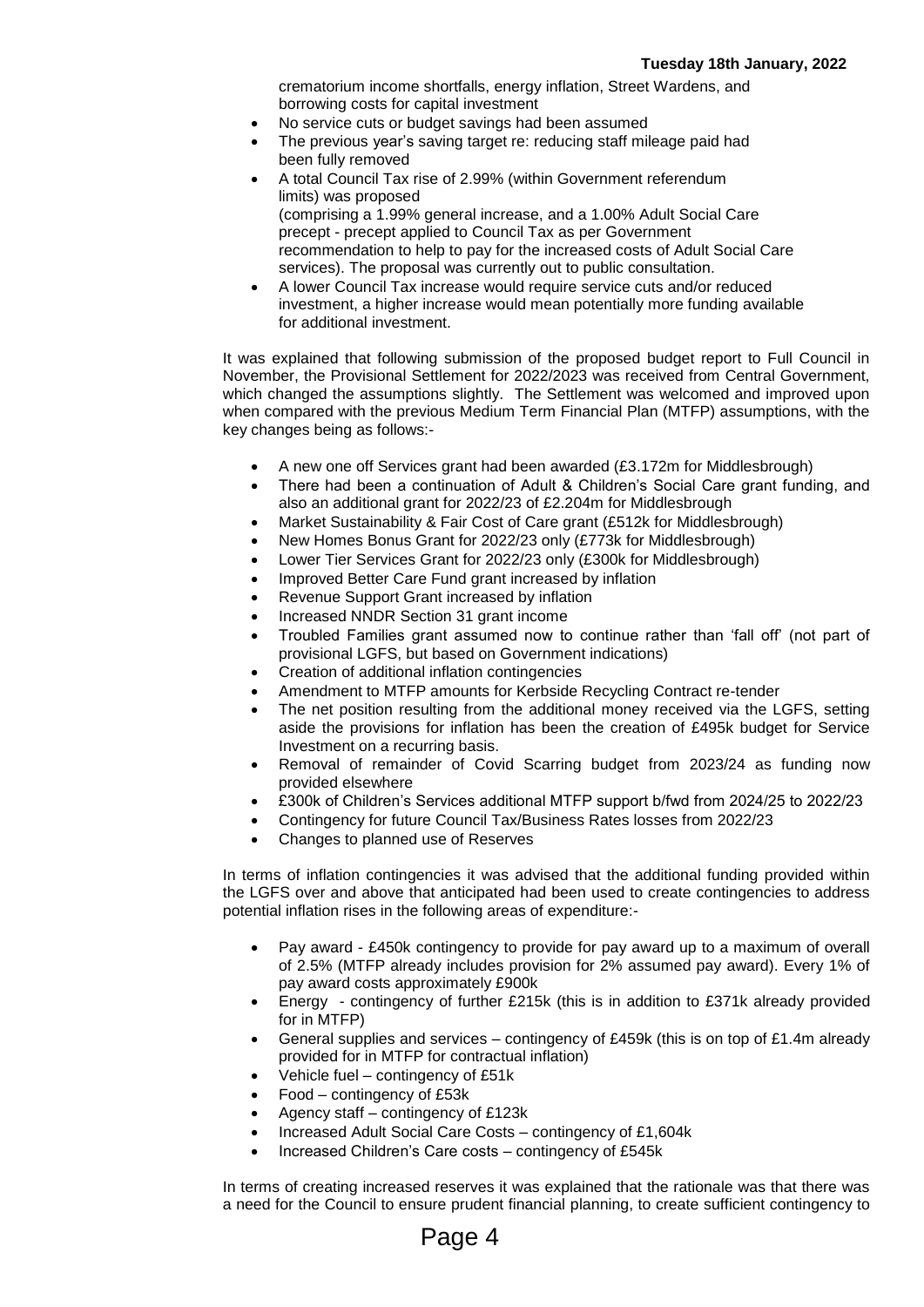crematorium income shortfalls, energy inflation, Street Wardens, and borrowing costs for capital investment
- No service cuts or budget savings had been assumed
- The previous year's saving target re: reducing staff mileage paid had been fully removed
- A total Council Tax rise of 2.99% (within Government referendum limits) was proposed (comprising a 1.99% general increase, and a 1.00% Adult Social Care precept - precept applied to Council Tax as per Government recommendation to help to pay for the increased costs of Adult Social Care services). The proposal was currently out to public consultation.
- A lower Council Tax increase would require service cuts and/or reduced investment, a higher increase would mean potentially more funding available for additional investment.

It was explained that following submission of the proposed budget report to Full Council in November, the Provisional Settlement for 2022/2023 was received from Central Government, which changed the assumptions slightly. The Settlement was welcomed and improved upon when compared with the previous Medium Term Financial Plan (MTFP) assumptions, with the key changes being as follows:-

- A new one off Services grant had been awarded (£3.172m for Middlesbrough)
- There had been a continuation of Adult & Children's Social Care grant funding, and also an additional grant for 2022/23 of £2.204m for Middlesbrough
- Market Sustainability & Fair Cost of Care grant (£512k for Middlesbrough)
- New Homes Bonus Grant for 2022/23 only (£773k for Middlesbrough)
- Lower Tier Services Grant for 2022/23 only (£300k for Middlesbrough)
- Improved Better Care Fund grant increased by inflation
- Revenue Support Grant increased by inflation
- Increased NNDR Section 31 grant income
- Troubled Families grant assumed now to continue rather than 'fall off' (not part of provisional LGFS, but based on Government indications)
- Creation of additional inflation contingencies
- Amendment to MTFP amounts for Kerbside Recycling Contract re-tender
- The net position resulting from the additional money received via the LGFS, setting aside the provisions for inflation has been the creation of £495k budget for Service Investment on a recurring basis.
- Removal of remainder of Covid Scarring budget from 2023/24 as funding now provided elsewhere
- £300k of Children's Services additional MTFP support b/fwd from 2024/25 to 2022/23
- Contingency for future Council Tax/Business Rates losses from 2022/23
- Changes to planned use of Reserves

In terms of inflation contingencies it was advised that the additional funding provided within the LGFS over and above that anticipated had been used to create contingencies to address potential inflation rises in the following areas of expenditure:-

- Pay award - £450k contingency to provide for pay award up to a maximum of overall of 2.5% (MTFP already includes provision for 2% assumed pay award). Every 1% of pay award costs approximately £900k
- Energy - contingency of further £215k (this is in addition to £371k already provided for in MTFP)
- General supplies and services – contingency of £459k (this is on top of £1.4m already provided for in MTFP for contractual inflation)
- Vehicle fuel – contingency of £51k
- Food – contingency of £53k
- Agency staff – contingency of £123k
- Increased Adult Social Care Costs – contingency of £1,604k
- Increased Children's Care costs – contingency of £545k

In terms of creating increased reserves it was explained that the rationale was that there was a need for the Council to ensure prudent financial planning, to create sufficient contingency to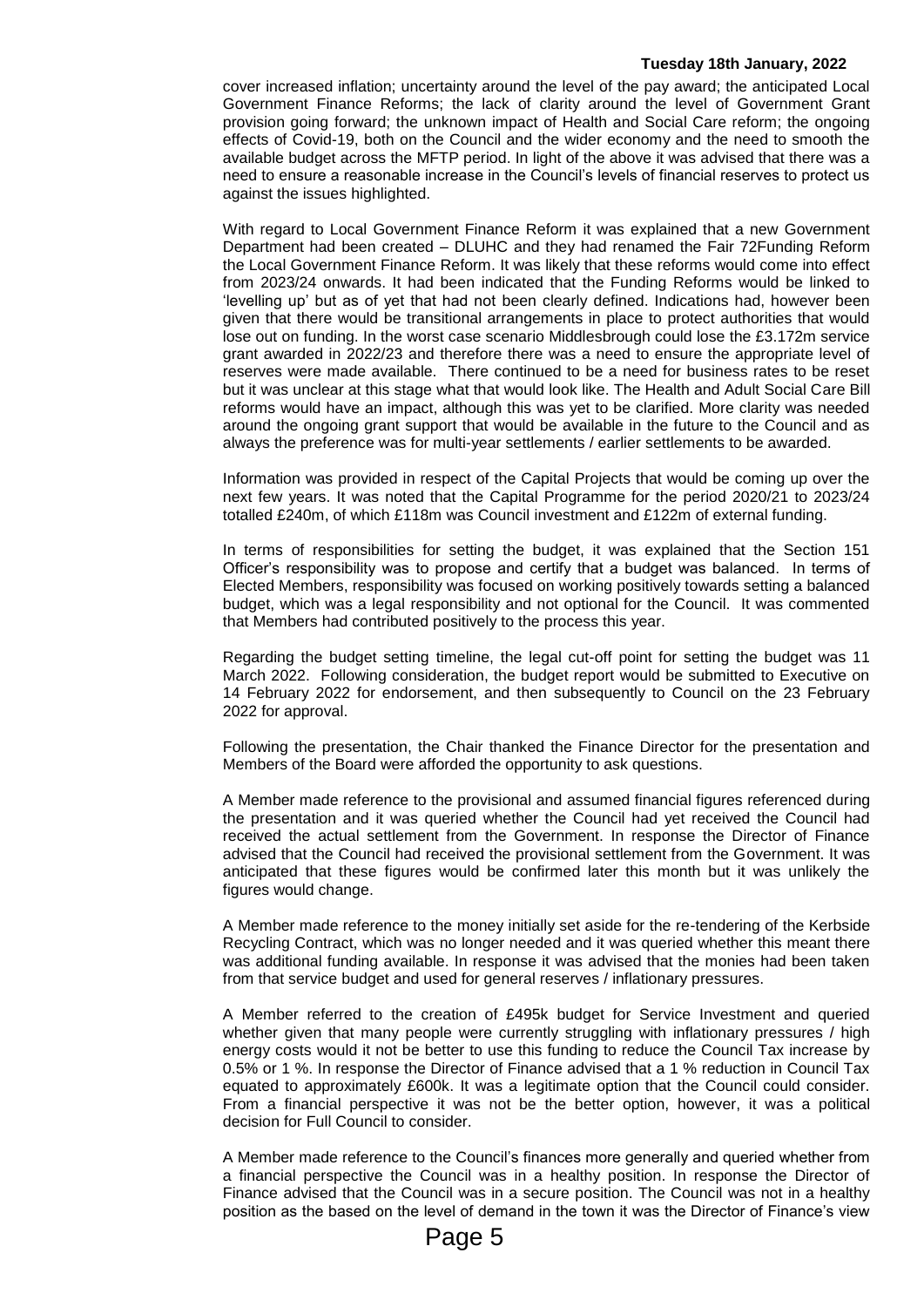cover increased inflation; uncertainty around the level of the pay award; the anticipated Local Government Finance Reforms; the lack of clarity around the level of Government Grant provision going forward; the unknown impact of Health and Social Care reform; the ongoing effects of Covid-19, both on the Council and the wider economy and the need to smooth the available budget across the MFTP period. In light of the above it was advised that there was a need to ensure a reasonable increase in the Council's levels of financial reserves to protect us against the issues highlighted.

With regard to Local Government Finance Reform it was explained that a new Government Department had been created – DLUHC and they had renamed the Fair 72Funding Reform the Local Government Finance Reform. It was likely that these reforms would come into effect from 2023/24 onwards. It had been indicated that the Funding Reforms would be linked to 'levelling up' but as of yet that had not been clearly defined. Indications had, however been given that there would be transitional arrangements in place to protect authorities that would lose out on funding. In the worst case scenario Middlesbrough could lose the £3.172m service grant awarded in 2022/23 and therefore there was a need to ensure the appropriate level of reserves were made available. There continued to be a need for business rates to be reset but it was unclear at this stage what that would look like. The Health and Adult Social Care Bill reforms would have an impact, although this was yet to be clarified. More clarity was needed around the ongoing grant support that would be available in the future to the Council and as always the preference was for multi-year settlements / earlier settlements to be awarded.

Information was provided in respect of the Capital Projects that would be coming up over the next few years. It was noted that the Capital Programme for the period 2020/21 to 2023/24 totalled £240m, of which £118m was Council investment and £122m of external funding.

In terms of responsibilities for setting the budget, it was explained that the Section 151 Officer's responsibility was to propose and certify that a budget was balanced. In terms of Elected Members, responsibility was focused on working positively towards setting a balanced budget, which was a legal responsibility and not optional for the Council. It was commented that Members had contributed positively to the process this year.

Regarding the budget setting timeline, the legal cut-off point for setting the budget was 11 March 2022. Following consideration, the budget report would be submitted to Executive on 14 February 2022 for endorsement, and then subsequently to Council on the 23 February 2022 for approval.

Following the presentation, the Chair thanked the Finance Director for the presentation and Members of the Board were afforded the opportunity to ask questions.

A Member made reference to the provisional and assumed financial figures referenced during the presentation and it was queried whether the Council had yet received the Council had received the actual settlement from the Government. In response the Director of Finance advised that the Council had received the provisional settlement from the Government. It was anticipated that these figures would be confirmed later this month but it was unlikely the figures would change.

A Member made reference to the money initially set aside for the re-tendering of the Kerbside Recycling Contract, which was no longer needed and it was queried whether this meant there was additional funding available. In response it was advised that the monies had been taken from that service budget and used for general reserves / inflationary pressures.

A Member referred to the creation of £495k budget for Service Investment and queried whether given that many people were currently struggling with inflationary pressures / high energy costs would it not be better to use this funding to reduce the Council Tax increase by 0.5% or 1 %. In response the Director of Finance advised that a 1 % reduction in Council Tax equated to approximately £600k. It was a legitimate option that the Council could consider. From a financial perspective it was not be the better option, however, it was a political decision for Full Council to consider.

A Member made reference to the Council's finances more generally and queried whether from a financial perspective the Council was in a healthy position. In response the Director of Finance advised that the Council was in a secure position. The Council was not in a healthy position as the based on the level of demand in the town it was the Director of Finance's view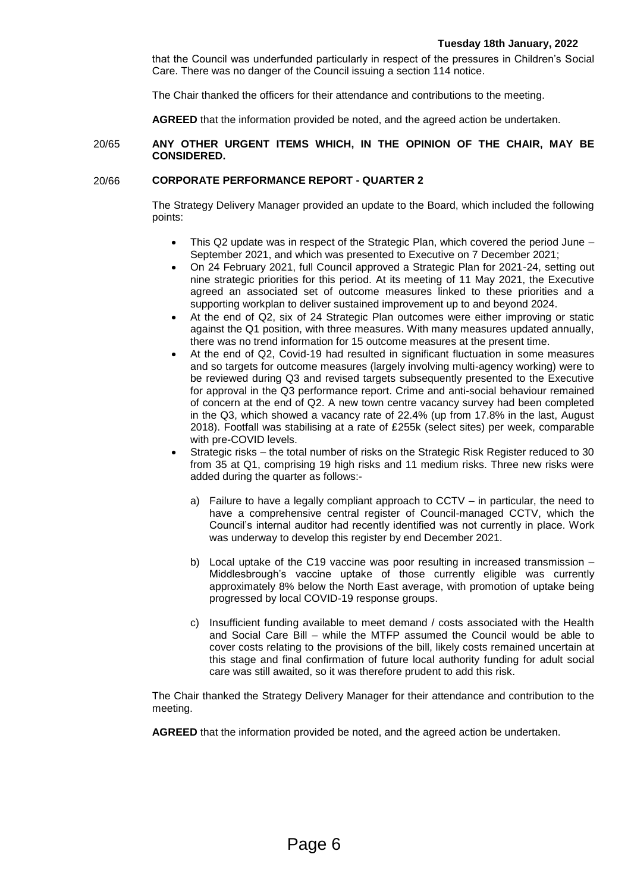that the Council was underfunded particularly in respect of the pressures in Children's Social Care. There was no danger of the Council issuing a section 114 notice.

The Chair thanked the officers for their attendance and contributions to the meeting.

**AGREED** that the information provided be noted, and the agreed action be undertaken.

## 20/65 ANY OTHER URGENT ITEMS WHICH, IN THE OPINION OF THE CHAIR, MAY BE CONSIDERED.

## 20/66 CORPORATE PERFORMANCE REPORT - QUARTER 2

The Strategy Delivery Manager provided an update to the Board, which included the following points:

- This Q2 update was in respect of the Strategic Plan, which covered the period June – September 2021, and which was presented to Executive on 7 December 2021;
- On 24 February 2021, full Council approved a Strategic Plan for 2021-24, setting out nine strategic priorities for this period. At its meeting of 11 May 2021, the Executive agreed an associated set of outcome measures linked to these priorities and a supporting workplan to deliver sustained improvement up to and beyond 2024.
- At the end of Q2, six of 24 Strategic Plan outcomes were either improving or static against the Q1 position, with three measures. With many measures updated annually, there was no trend information for 15 outcome measures at the present time.
- At the end of Q2, Covid-19 had resulted in significant fluctuation in some measures and so targets for outcome measures (largely involving multi-agency working) were to be reviewed during Q3 and revised targets subsequently presented to the Executive for approval in the Q3 performance report. Crime and anti-social behaviour remained of concern at the end of Q2. A new town centre vacancy survey had been completed in the Q3, which showed a vacancy rate of 22.4% (up from 17.8% in the last, August 2018). Footfall was stabilising at a rate of £255k (select sites) per week, comparable with pre-COVID levels.
- Strategic risks – the total number of risks on the Strategic Risk Register reduced to 30 from 35 at Q1, comprising 19 high risks and 11 medium risks. Three new risks were added during the quarter as follows:-

  a) Failure to have a legally compliant approach to CCTV – in particular, the need to have a comprehensive central register of Council-managed CCTV, which the Council's internal auditor had recently identified was not currently in place. Work was underway to develop this register by end December 2021.

  b) Local uptake of the C19 vaccine was poor resulting in increased transmission – Middlesbrough's vaccine uptake of those currently eligible was currently approximately 8% below the North East average, with promotion of uptake being progressed by local COVID-19 response groups.

  c) Insufficient funding available to meet demand / costs associated with the Health and Social Care Bill – while the MTFP assumed the Council would be able to cover costs relating to the provisions of the bill, likely costs remained uncertain at this stage and final confirmation of future local authority funding for adult social care was still awaited, so it was therefore prudent to add this risk.

The Chair thanked the Strategy Delivery Manager for their attendance and contribution to the meeting.

**AGREED** that the information provided be noted, and the agreed action be undertaken.